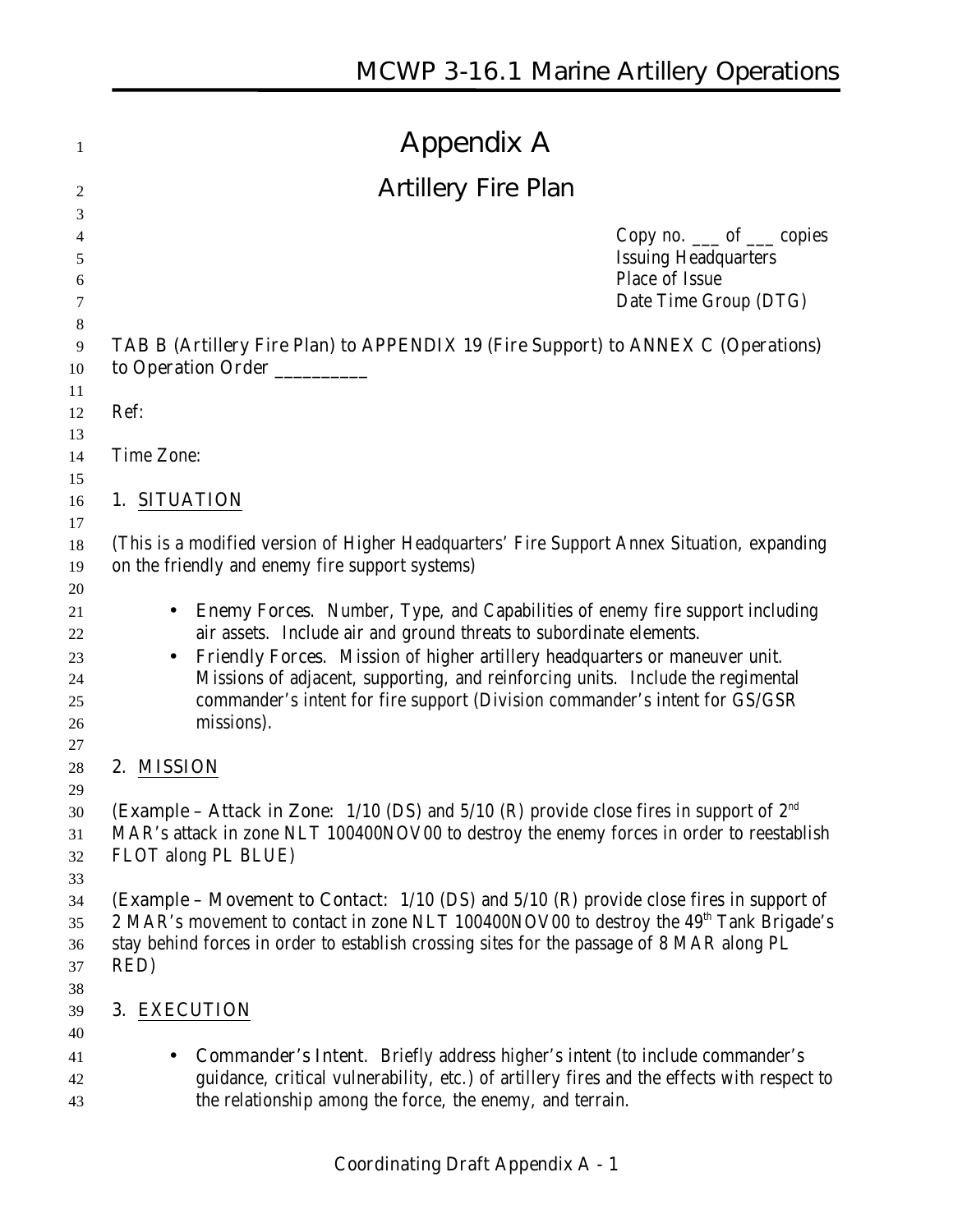# Appendix A

## Artillery Fire Plan

Copy no. ___ of ___ copies
Issuing Headquarters
Place of Issue
Date Time Group (DTG)

TAB B (Artillery Fire Plan) to APPENDIX 19 (Fire Support) to ANNEX C (Operations) to Operation Order __________

Ref:

Time Zone:

1. SITUATION

(This is a modified version of Higher Headquarters' Fire Support Annex Situation, expanding on the friendly and enemy fire support systems)

- Enemy Forces. Number, Type, and Capabilities of enemy fire support including air assets. Include air and ground threats to subordinate elements.
- Friendly Forces. Mission of higher artillery headquarters or maneuver unit. Missions of adjacent, supporting, and reinforcing units. Include the regimental commander's intent for fire support (Division commander's intent for GS/GSR missions).

2. MISSION

(Example – Attack in Zone: 1/10 (DS) and 5/10 (R) provide close fires in support of 2nd MAR's attack in zone NLT 100400NOV00 to destroy the enemy forces in order to reestablish FLOT along PL BLUE)

(Example – Movement to Contact: 1/10 (DS) and 5/10 (R) provide close fires in support of 2 MAR's movement to contact in zone NLT 100400NOV00 to destroy the 49th Tank Brigade's stay behind forces in order to establish crossing sites for the passage of 8 MAR along PL RED)

3. EXECUTION

- Commander's Intent. Briefly address higher's intent (to include commander's guidance, critical vulnerability, etc.) of artillery fires and the effects with respect to the relationship among the force, the enemy, and terrain.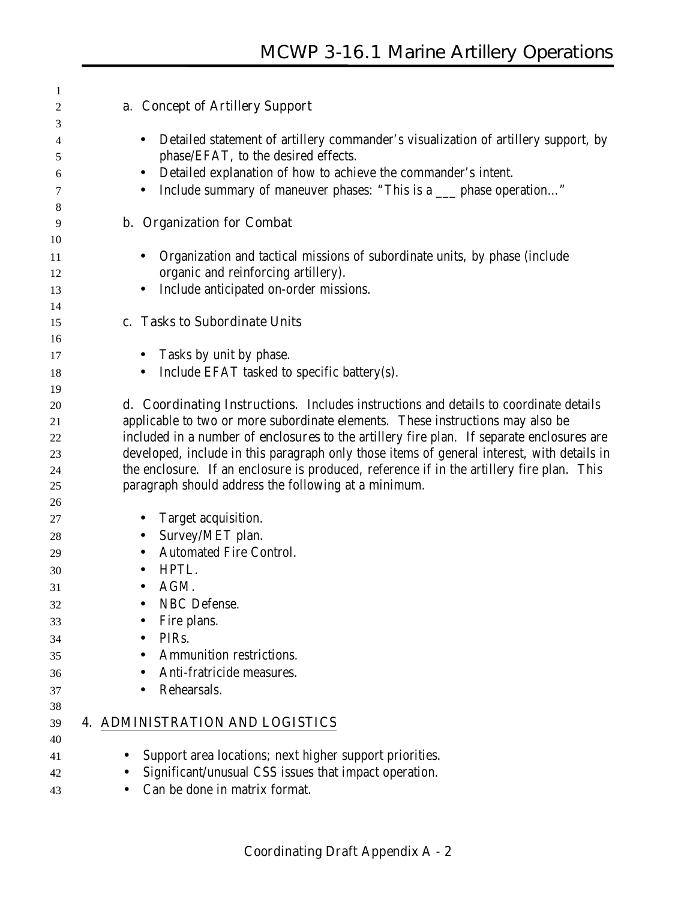a. Concept of Artillery Support

- Detailed statement of artillery commander's visualization of artillery support, by phase/EFAT, to the desired effects.
- Detailed explanation of how to achieve the commander's intent.
- Include summary of maneuver phases: "This is a ___ phase operation…"

b. Organization for Combat

- Organization and tactical missions of subordinate units, by phase (include organic and reinforcing artillery).
- Include anticipated on-order missions.

c. Tasks to Subordinate Units

- Tasks by unit by phase.
- Include EFAT tasked to specific battery(s).

d. Coordinating Instructions. Includes instructions and details to coordinate details applicable to two or more subordinate elements. These instructions may also be included in a number of enclosures to the artillery fire plan. If separate enclosures are developed, include in this paragraph only those items of general interest, with details in the enclosure. If an enclosure is produced, reference if in the artillery fire plan. This paragraph should address the following at a minimum.

- Target acquisition.
- Survey/MET plan.
- Automated Fire Control.
- HPTL.
- AGM.
- NBC Defense.
- Fire plans.
- PIRs.
- Ammunition restrictions.
- Anti-fratricide measures.
- Rehearsals.

## 4. ADMINISTRATION AND LOGISTICS

- Support area locations; next higher support priorities.
- Significant/unusual CSS issues that impact operation.
- Can be done in matrix format.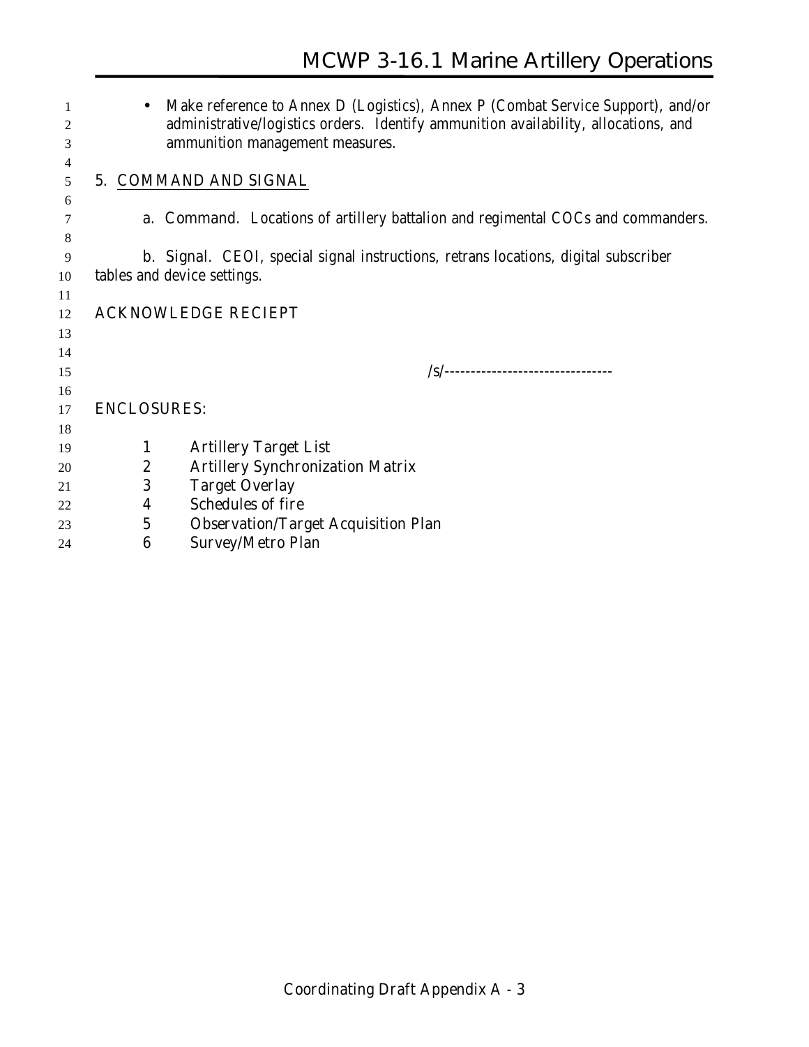- Make reference to Annex D (Logistics), Annex P (Combat Service Support), and/or administrative/logistics orders. Identify ammunition availability, allocations, and ammunition management measures.

5. COMMAND AND SIGNAL

a. Command. Locations of artillery battalion and regimental COCs and commanders.

b. Signal. CEOI, special signal instructions, retrans locations, digital subscriber tables and device settings.

ACKNOWLEDGE RECIEPT

/s/--------------------------------

ENCLOSURES:

1 Artillery Target List
2 Artillery Synchronization Matrix
3 Target Overlay
4 Schedules of fire
5 Observation/Target Acquisition Plan
6 Survey/Metro Plan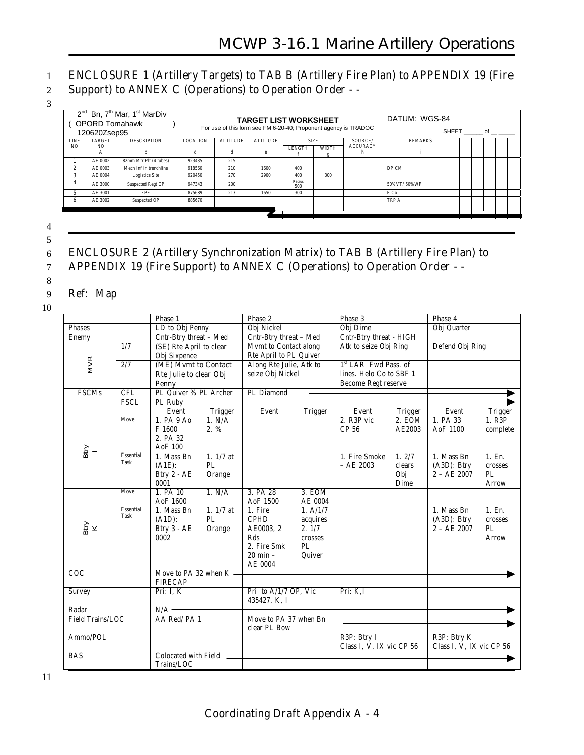ENCLOSURE 1 (Artillery Targets) to TAB B (Artillery Fire Plan) to APPENDIX 19 (Fire Support) to ANNEX C (Operations) to Operation Order - -

2nd Bn, 7th Mar, 1st MarDiv
( OPORD Tomahawk )
120620Zsep95

**TARGET LIST WORKSHEET**
For use of this form see FM 6-20-40; Proponent agency is TRADOC

DATUM: WGS-84

SHEET ____ of ____

| LINE NO | TARGET NO A | DESCRIPTION b | LOCATION c | ALTITUDE d | ATTITUDE e | SIZE LENGTH f | SIZE WIDTH g | SOURCE/ ACCURACY h | REMARKS i |
|---|---|---|---|---|---|---|---|---|---|
| 1 | AE 0002 | 82mm Mtr Plt (4 tubes) | 923435 | 215 | | | | | |
| 2 | AE 0003 | Mech Inf in trenchline | 918560 | 210 | 1600 | 400 | | | DPICM |
| 3 | AE 0004 | Logistics Site | 920450 | 270 | 2900 | 400 | 300 | | |
| 4 | AE 3000 | Suspected Regt CP | 947343 | 200 | | Radius 500 | | | 50%VT/50%WP |
| 5 | AE 3001 | FPF | 875689 | 213 | 1650 | 300 | | | E Co |
| 6 | AE 3002 | Suspected OP | 885670 | | | | | | TRP A |

ENCLOSURE 2 (Artillery Synchronization Matrix) to TAB B (Artillery Fire Plan) to APPENDIX 19 (Fire Support) to ANNEX C (Operations) to Operation Order - -

Ref: Map

| | | Phase 1 | | Phase 2 | | Phase 3 | | Phase 4 | |
|---|---|---|---|---|---|---|---|---|---|
| Phases | | LD to Obj Penny | | Obj Nickel | | Obj Dime | | Obj Quarter | |
| Enemy | | Cntr-Btry threat – Med | | Cntr-Btry threat – Med | | Cntr-Btry threat - HIGH | | | |
| MVR | 1/7 | (SE) Rte April to clear Obj Sixpence | | Mvmt to Contact along Rte April to PL Quiver | | Atk to seize Obj Ring | | Defend Obj Ring | |
| | 2/7 | (ME) Mvmt to Contact Rte Julie to clear Obj Penny | | Along Rte Julie, Atk to seize Obj Nickel | | 1st LAR Fwd Pass. of lines. Helo Co to SBF 1 Become Regt reserve | | | |
| FSCMs | CFL | PL Quiver % PL Archer | | PL Diamond → | | → | | → | |
| | FSCL | PL Ruby → | | → | | → | | → | |
| | | Event | Trigger | Event | Trigger | Event | Trigger | Event | Trigger |
| Btry I | Move | 1. PA 9 Ao F 1600 2. PA 32 AoF 100 | 1. N/A 2. % | | | 2. R3P vic CP 56 | 2. EOM AE2003 | 1. PA 33 AoF 1100 | 1. R3P complete |
| | Essential Task | 1. Mass Bn (A1E): Btry 2 - AE 0001 | 1. 1/7 at PL Orange | | | 1. Fire Smoke – AE 2003 | 1. 2/7 clears Obj Dime | 1. Mass Bn (A3D): Btry 2 – AE 2007 | 1. En. crosses PL Arrow |
| Btry K | Move | 1. PA 10 AoF 1600 | 1. N/A | 3. PA 28 AoF 1500 | 3. EOM AE 0004 | | | | |
| | Essential Task | 1. Mass Bn (A1D): Btry 3 - AE 0002 | 1. 1/7 at PL Orange | 1. Fire CPHD AE0003, 2 Rds 2. Fire Smk 20 min – AE 0004 | 1. A/1/7 acquires 2. 1/7 crosses PL Quiver | | | 1. Mass Bn (A3D): Btry 2 – AE 2007 | 1. En. crosses PL Arrow |
| COC | | Move to PA 32 when K FIRECAP → | | → | | → | | → | |
| Survey | | Pri: I, K | | Pri to A/1/7 OP, Vic 435427, K, I | | Pri: K,I | | | |
| Radar | | N/A → | | → | | → | | → | |
| Field Trains/LOC | | AA Red/PA 1 | | Move to PA 37 when Bn clear PL Bow | | → | | → | |
| Ammo/POL | | | | | | R3P: Btry I Class I, V, IX vic CP 56 | | R3P: Btry K Class I, V, IX vic CP 56 | |
| BAS | | Colocated with Field Trains/LOC → | | → | | → | | → | |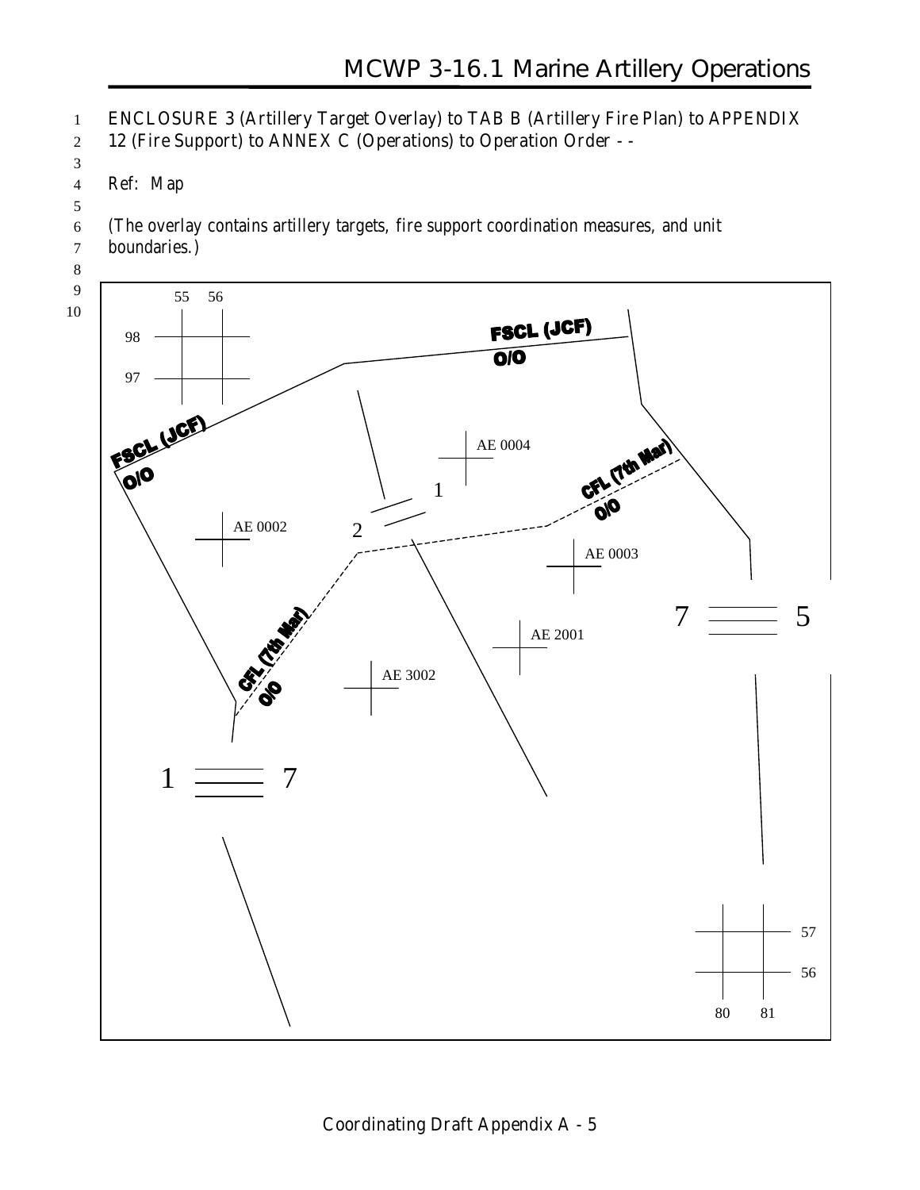ENCLOSURE 3 (Artillery Target Overlay) to TAB B (Artillery Fire Plan) to APPENDIX 12 (Fire Support) to ANNEX C (Operations) to Operation Order - -

Ref: Map

(The overlay contains artillery targets, fire support coordination measures, and unit boundaries.)

55 56

98

97

FSCL (JCF)
O/O

FSCL (JCF)
O/O

AE 0004

1

CFL (7th Mar)
O/O

AE 0002

2

AE 0003

7 5

AE 2001

CFL (7th Mar)
O/O

AE 3002

1 7

57

56

80 81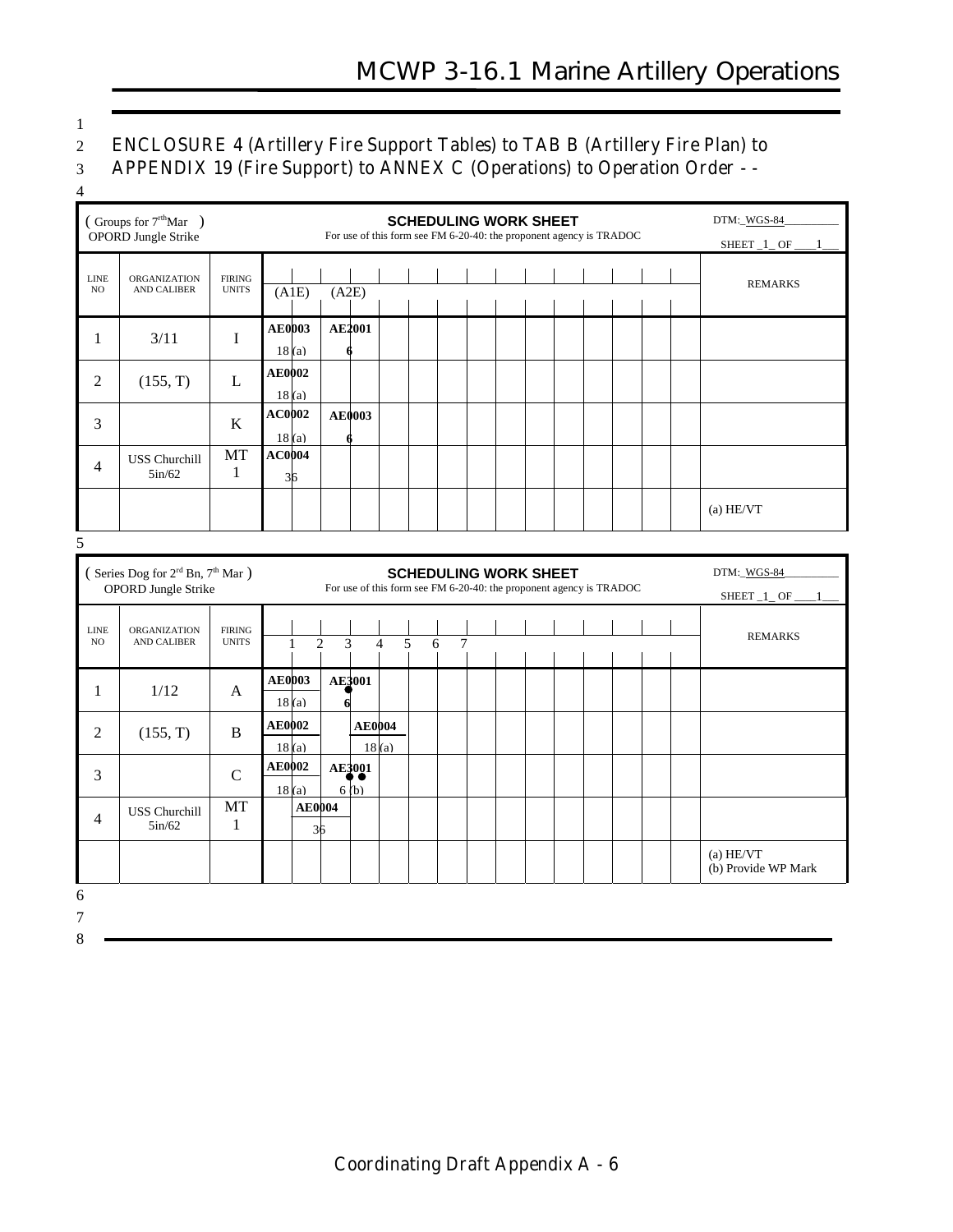ENCLOSURE 4 (Artillery Fire Support Tables) to TAB B (Artillery Fire Plan) to APPENDIX 19 (Fire Support) to ANNEX C (Operations) to Operation Order - -

( Groups for 7[rth]Mar )
OPORD Jungle Strike

**SCHEDULING WORK SHEET**
For use of this form see FM 6-20-40: the proponent agency is TRADOC

DTM: WGS-84
SHEET 1 OF 1

| LINE NO | ORGANIZATION AND CALIBER | FIRING UNITS | (A1E) | (A2E) | REMARKS |
|---|---|---|---|---|---|
| 1 | 3/11 | I | AE0003 18 (a) | AE2001 6 | |
| 2 | (155, T) | L | AE0002 18 (a) | | |
| 3 | | K | AC0002 18 (a) | AE0003 6 | |
| 4 | USS Churchill 5in/62 | MT 1 | AC0004 36 | | |
| | | | | | (a) HE/VT |

( Series Dog for 2[rd] Bn, 7[th] Mar )
OPORD Jungle Strike

**SCHEDULING WORK SHEET**
For use of this form see FM 6-20-40: the proponent agency is TRADOC

DTM: WGS-84
SHEET 1 OF 1

| LINE NO | ORGANIZATION AND CALIBER | FIRING UNITS | 1 | 2 | 3 | 4 | 5 | 6 | 7 | REMARKS |
|---|---|---|---|---|---|---|---|---|---|---|
| 1 | 1/12 | A | AE0003 18 (a) | | AE3001 6 | | | | | |
| 2 | (155, T) | B | AE0002 18 (a) | | | AE0004 18 (a) | | | | |
| 3 | | C | AE0002 18 (a) | | AE3001 6 (b) | | | | | |
| 4 | USS Churchill 5in/62 | MT 1 | | AE0004 36 | | | | | | |
| | | | | | | | | | | (a) HE/VT (b) Provide WP Mark |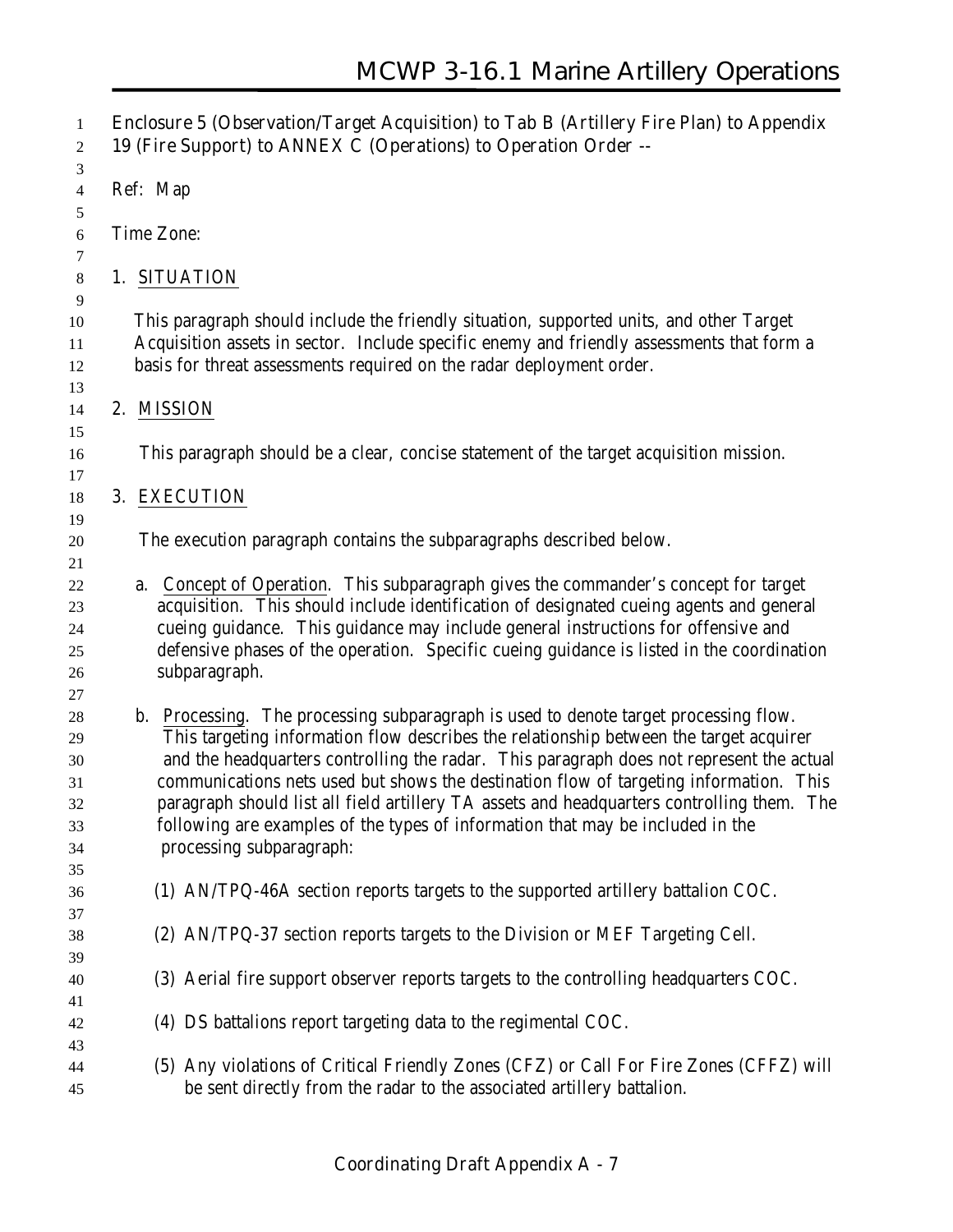Enclosure 5 (Observation/Target Acquisition) to Tab B (Artillery Fire Plan) to Appendix 19 (Fire Support) to ANNEX C (Operations) to Operation Order --

Ref: Map

Time Zone:

1. <u>SITUATION</u>

This paragraph should include the friendly situation, supported units, and other Target Acquisition assets in sector. Include specific enemy and friendly assessments that form a basis for threat assessments required on the radar deployment order.

2. <u>MISSION</u>

This paragraph should be a clear, concise statement of the target acquisition mission.

3. <u>EXECUTION</u>

The execution paragraph contains the subparagraphs described below.

a. <u>Concept of Operation</u>. This subparagraph gives the commander's concept for target acquisition. This should include identification of designated cueing agents and general cueing guidance. This guidance may include general instructions for offensive and defensive phases of the operation. Specific cueing guidance is listed in the coordination subparagraph.

b. <u>Processing</u>. The processing subparagraph is used to denote target processing flow. This targeting information flow describes the relationship between the target acquirer and the headquarters controlling the radar. This paragraph does not represent the actual communications nets used but shows the destination flow of targeting information. This paragraph should list all field artillery TA assets and headquarters controlling them. The following are examples of the types of information that may be included in the processing subparagraph:

(1) AN/TPQ-46A section reports targets to the supported artillery battalion COC.

(2) AN/TPQ-37 section reports targets to the Division or MEF Targeting Cell.

(3) Aerial fire support observer reports targets to the controlling headquarters COC.

(4) DS battalions report targeting data to the regimental COC.

(5) Any violations of Critical Friendly Zones (CFZ) or Call For Fire Zones (CFFZ) will be sent directly from the radar to the associated artillery battalion.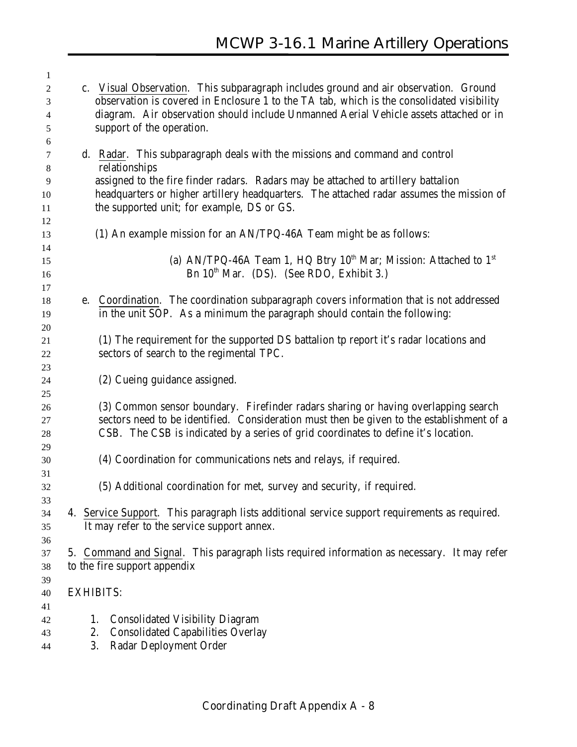c. Visual Observation. This subparagraph includes ground and air observation. Ground observation is covered in Enclosure 1 to the TA tab, which is the consolidated visibility diagram. Air observation should include Unmanned Aerial Vehicle assets attached or in support of the operation.

d. Radar. This subparagraph deals with the missions and command and control relationships assigned to the fire finder radars. Radars may be attached to artillery battalion headquarters or higher artillery headquarters. The attached radar assumes the mission of the supported unit; for example, DS or GS.

(1) An example mission for an AN/TPQ-46A Team might be as follows:

(a) AN/TPQ-46A Team 1, HQ Btry 10th Mar; Mission: Attached to 1st Bn 10th Mar. (DS). (See RDO, Exhibit 3.)

e. Coordination. The coordination subparagraph covers information that is not addressed in the unit SOP. As a minimum the paragraph should contain the following:

(1) The requirement for the supported DS battalion tp report it's radar locations and sectors of search to the regimental TPC.

(2) Cueing guidance assigned.

(3) Common sensor boundary. Firefinder radars sharing or having overlapping search sectors need to be identified. Consideration must then be given to the establishment of a CSB. The CSB is indicated by a series of grid coordinates to define it's location.

(4) Coordination for communications nets and relays, if required.

(5) Additional coordination for met, survey and security, if required.

4. Service Support. This paragraph lists additional service support requirements as required. It may refer to the service support annex.

5. Command and Signal. This paragraph lists required information as necessary. It may refer to the fire support appendix

EXHIBITS:

1. Consolidated Visibility Diagram
2. Consolidated Capabilities Overlay
3. Radar Deployment Order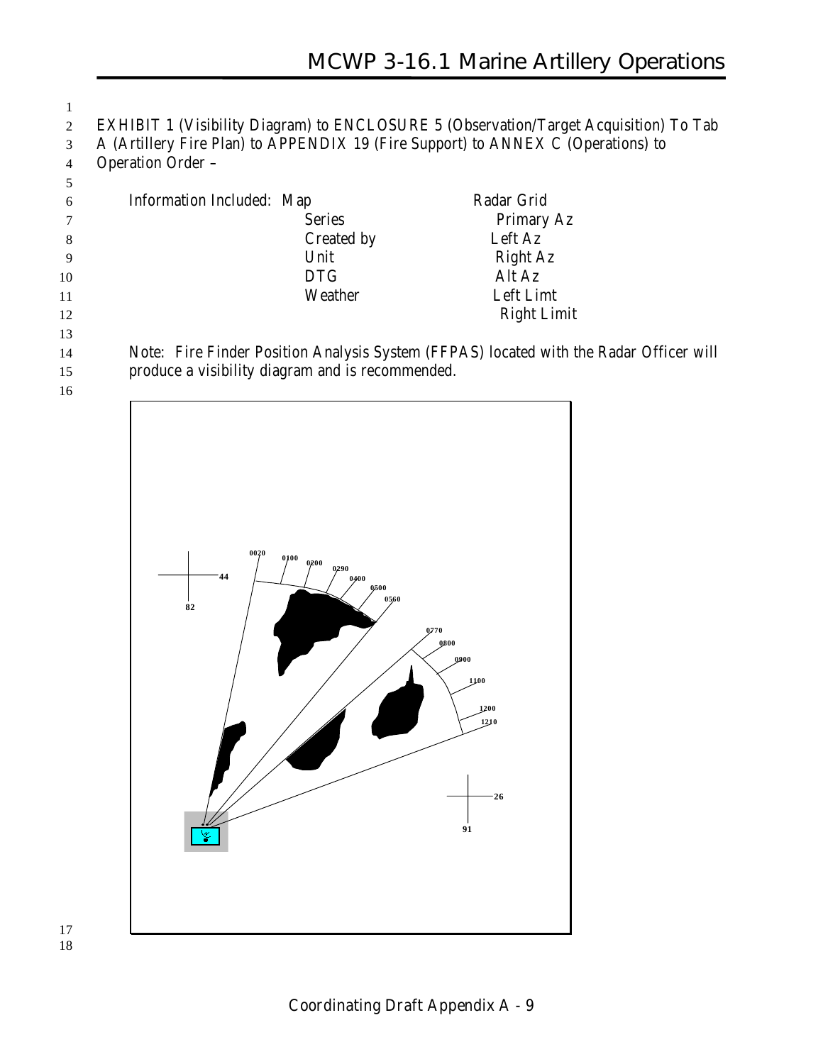EXHIBIT 1 (Visibility Diagram) to ENCLOSURE 5 (Observation/Target Acquisition) To Tab A (Artillery Fire Plan) to APPENDIX 19 (Fire Support) to ANNEX C (Operations) to Operation Order –

Information Included: Map — Radar Grid

| | |
|---|---|
| Map | Radar Grid |
| Series | Primary Az |
| Created by | Left Az |
| Unit | Right Az |
| DTG | Alt Az |
| Weather | Left Limt |
| | Right Limit |

Note: Fire Finder Position Analysis System (FFPAS) located with the Radar Officer will produce a visibility diagram and is recommended.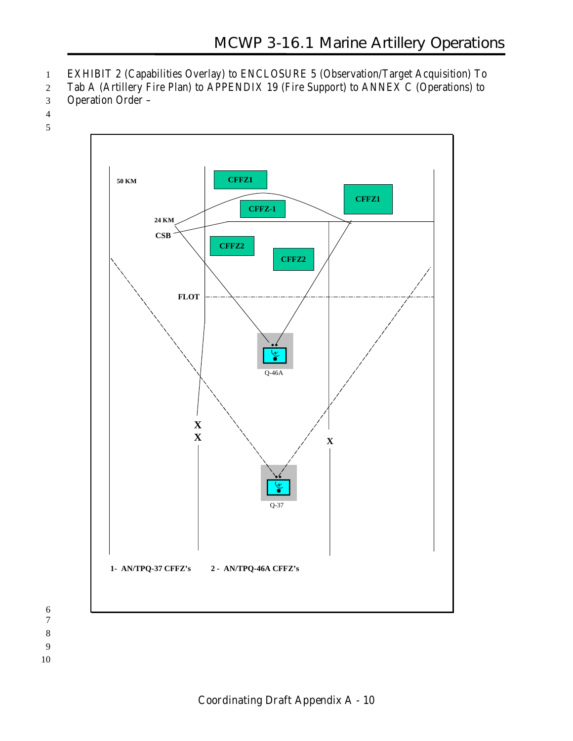EXHIBIT 2 (Capabilities Overlay) to ENCLOSURE 5 (Observation/Target Acquisition) To Tab A (Artillery Fire Plan) to APPENDIX 19 (Fire Support) to ANNEX C (Operations) to Operation Order –

50 KM

CFFZ1

CFFZ-1

CFFZ1

24 KM

CSB

CFFZ2

CFFZ2

FLOT

Q-46A

X
X

X

Q-37

1- AN/TPQ-37 CFFZ's　　2 - AN/TPQ-46A CFFZ's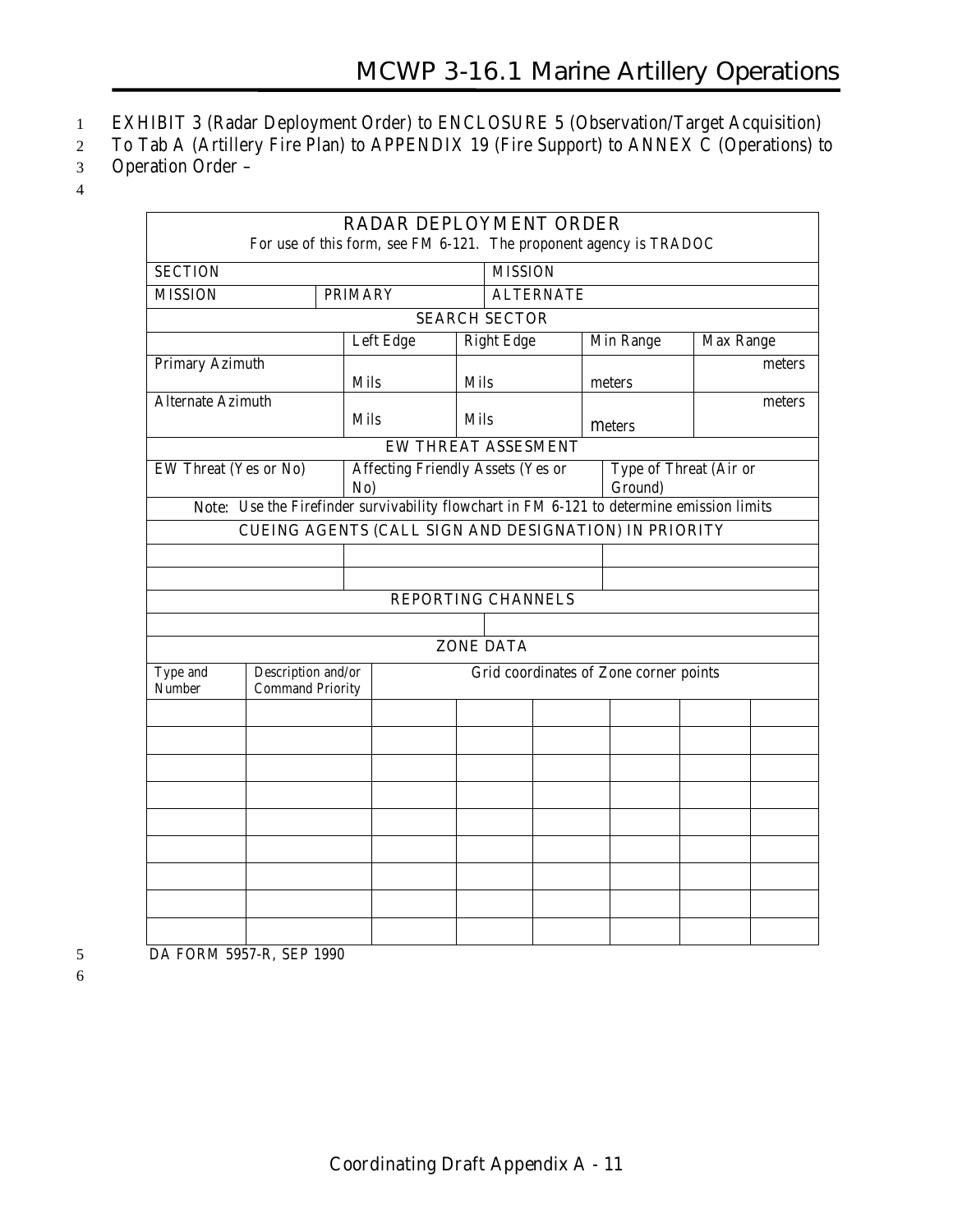EXHIBIT 3 (Radar Deployment Order) to ENCLOSURE 5 (Observation/Target Acquisition) To Tab A (Artillery Fire Plan) to APPENDIX 19 (Fire Support) to ANNEX C (Operations) to Operation Order –

| RADAR DEPLOYMENT ORDER<br>For use of this form, see FM 6-121. The proponent agency is TRADOC | | | | | | | | |
|---|---|---|---|---|---|---|---|---|
| SECTION | | | | MISSION | | | | |
| MISSION | PRIMARY | | | ALTERNATE | | | | |
| SEARCH SECTOR | | | | | | | | |
| | | Left Edge | | Right Edge | | Min Range | | Max Range |
| Primary Azimuth | | Mils | | Mils | | meters | | meters |
| Alternate Azimuth | | Mils | | Mils | | meters | | meters |
| EW THREAT ASSESMENT | | | | | | | | |
| EW Threat (Yes or No) | | Affecting Friendly Assets (Yes or No) | | | | Type of Threat (Air or Ground) | | |
| Note: Use the Firefinder survivability flowchart in FM 6-121 to determine emission limits | | | | | | | | |
| CUEING AGENTS (CALL SIGN AND DESIGNATION) IN PRIORITY | | | | | | | | |
| | | | | | | | | |
| | | | | | | | | |
| REPORTING CHANNELS | | | | | | | | |
| | | | | | | | | |
| ZONE DATA | | | | | | | | |
| Type and Number | Description and/or Command Priority | Grid coordinates of Zone corner points | | | | | | |
| | | | | | | | | |
| | | | | | | | | |
| | | | | | | | | |
| | | | | | | | | |
| | | | | | | | | |
| | | | | | | | | |
| | | | | | | | | |
| | | | | | | | | |
| | | | | | | | | |

DA FORM 5957-R, SEP 1990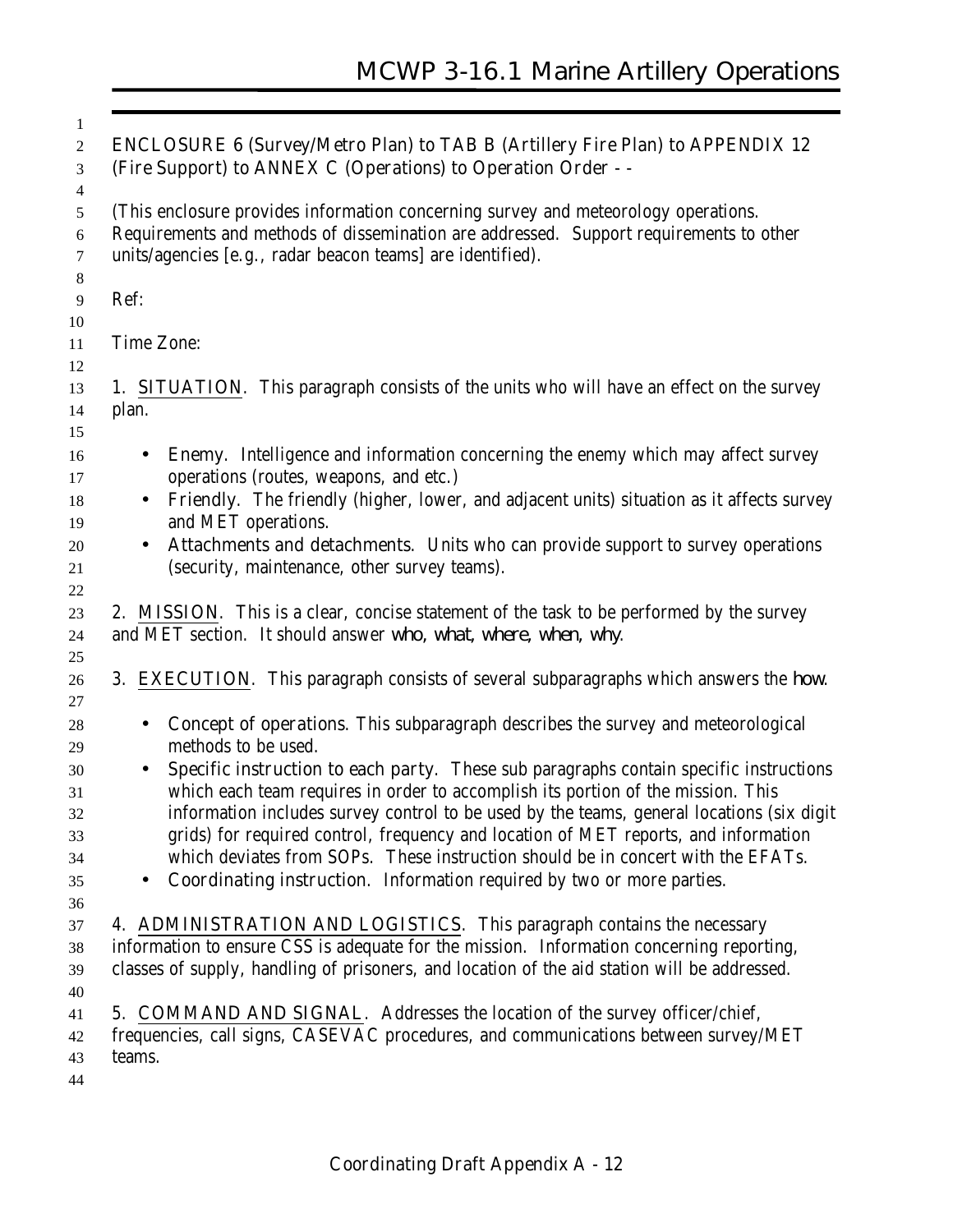ENCLOSURE 6 (Survey/Metro Plan) to TAB B (Artillery Fire Plan) to APPENDIX 12 (Fire Support) to ANNEX C (Operations) to Operation Order - -

(This enclosure provides information concerning survey and meteorology operations. Requirements and methods of dissemination are addressed. Support requirements to other units/agencies [e.g., radar beacon teams] are identified).

Ref:

Time Zone:

1. SITUATION. This paragraph consists of the units who will have an effect on the survey plan.

- Enemy. Intelligence and information concerning the enemy which may affect survey operations (routes, weapons, and etc.)
- Friendly. The friendly (higher, lower, and adjacent units) situation as it affects survey and MET operations.
- Attachments and detachments. Units who can provide support to survey operations (security, maintenance, other survey teams).

2. MISSION. This is a clear, concise statement of the task to be performed by the survey and MET section. It should answer *who, what, where, when, why.*

3. EXECUTION. This paragraph consists of several subparagraphs which answers the *how.*

- Concept of operations. This subparagraph describes the survey and meteorological methods to be used.
- Specific instruction to each party. These sub paragraphs contain specific instructions which each team requires in order to accomplish its portion of the mission. This information includes survey control to be used by the teams, general locations (six digit grids) for required control, frequency and location of MET reports, and information which deviates from SOPs. These instruction should be in concert with the EFATs.
- Coordinating instruction. Information required by two or more parties.

4. ADMINISTRATION AND LOGISTICS. This paragraph contains the necessary information to ensure CSS is adequate for the mission. Information concerning reporting, classes of supply, handling of prisoners, and location of the aid station will be addressed.

5. COMMAND AND SIGNAL. Addresses the location of the survey officer/chief, frequencies, call signs, CASEVAC procedures, and communications between survey/MET teams.